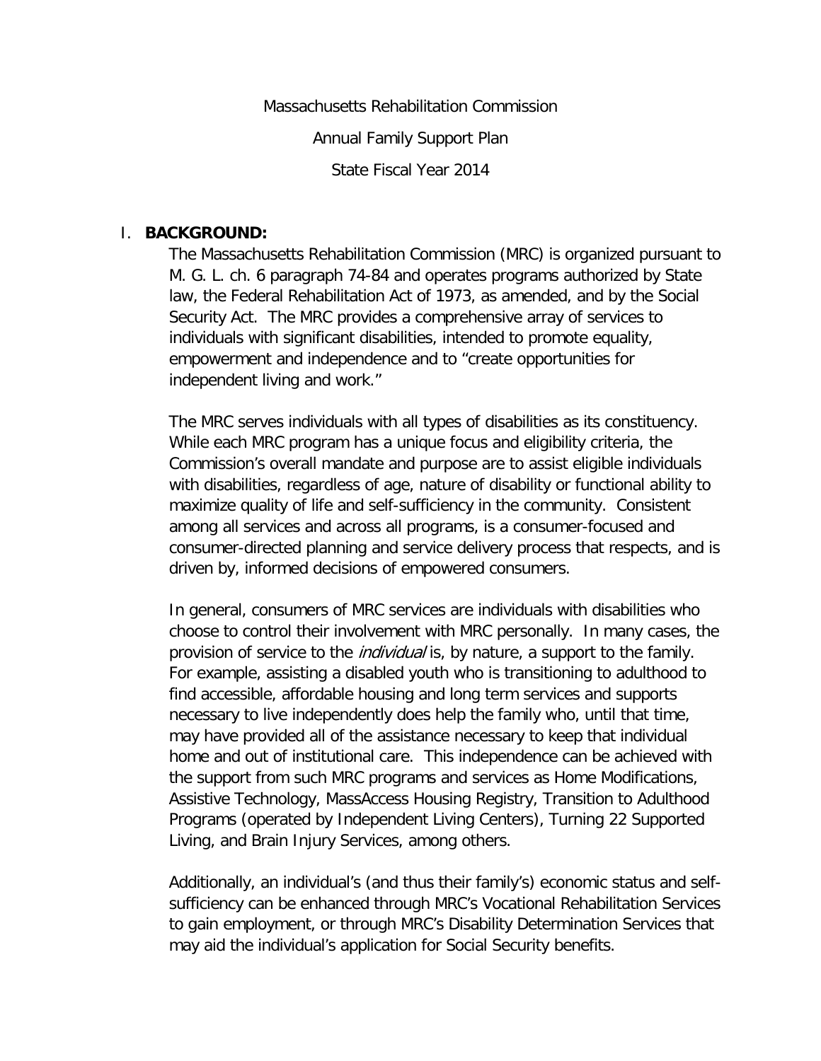Massachusetts Rehabilitation Commission

Annual Family Support Plan

State Fiscal Year 2014

## I. **BACKGROUND:**

The Massachusetts Rehabilitation Commission (MRC) is organized pursuant to M. G. L. ch. 6 paragraph 74-84 and operates programs authorized by State law, the Federal Rehabilitation Act of 1973, as amended, and by the Social Security Act. The MRC provides a comprehensive array of services to individuals with significant disabilities, intended to promote equality, empowerment and independence and to "create opportunities for independent living and work."

The MRC serves individuals with all types of disabilities as its constituency. While each MRC program has a unique focus and eligibility criteria, the Commission's overall mandate and purpose are to assist eligible individuals with disabilities, regardless of age, nature of disability or functional ability to maximize quality of life and self-sufficiency in the community. Consistent among all services and across all programs, is a consumer-focused and consumer-directed planning and service delivery process that respects, and is driven by, informed decisions of empowered consumers.

In general, consumers of MRC services are individuals with disabilities who choose to control their involvement with MRC personally. In many cases, the provision of service to the *individual* is, by nature, a support to the family. For example, assisting a disabled youth who is transitioning to adulthood to find accessible, affordable housing and long term services and supports necessary to live independently does help the family who, until that time, may have provided all of the assistance necessary to keep that individual home and out of institutional care. This independence can be achieved with the support from such MRC programs and services as Home Modifications, Assistive Technology, MassAccess Housing Registry, Transition to Adulthood Programs (operated by Independent Living Centers), Turning 22 Supported Living, and Brain Injury Services, among others.

Additionally, an individual's (and thus their family's) economic status and self-sufficiency can be enhanced through MRC's Vocational Rehabilitation Services to gain employment, or through MRC's Disability Determination Services that may aid the individual's application for Social Security benefits.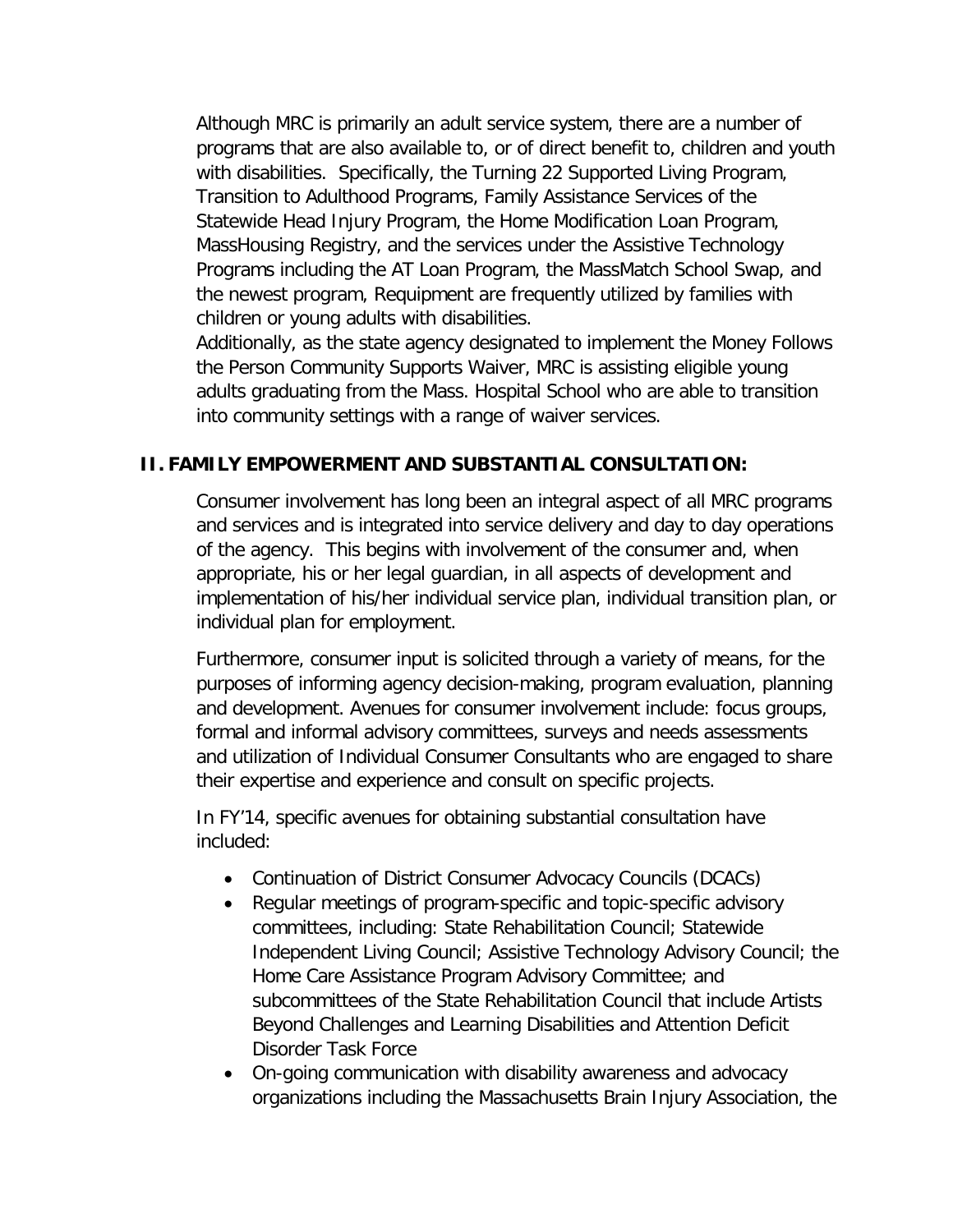Although MRC is primarily an adult service system, there are a number of programs that are also available to, or of direct benefit to, children and youth with disabilities. Specifically, the Turning 22 Supported Living Program, Transition to Adulthood Programs, Family Assistance Services of the Statewide Head Injury Program, the Home Modification Loan Program, MassHousing Registry, and the services under the Assistive Technology Programs including the AT Loan Program, the MassMatch School Swap, and the newest program, Requipment are frequently utilized by families with children or young adults with disabilities.
Additionally, as the state agency designated to implement the Money Follows the Person Community Supports Waiver, MRC is assisting eligible young adults graduating from the Mass. Hospital School who are able to transition into community settings with a range of waiver services.

## II. FAMILY EMPOWERMENT AND SUBSTANTIAL CONSULTATION:

Consumer involvement has long been an integral aspect of all MRC programs and services and is integrated into service delivery and day to day operations of the agency. This begins with involvement of the consumer and, when appropriate, his or her legal guardian, in all aspects of development and implementation of his/her individual service plan, individual transition plan, or individual plan for employment.

Furthermore, consumer input is solicited through a variety of means, for the purposes of informing agency decision-making, program evaluation, planning and development. Avenues for consumer involvement include: focus groups, formal and informal advisory committees, surveys and needs assessments and utilization of Individual Consumer Consultants who are engaged to share their expertise and experience and consult on specific projects.

In FY'14, specific avenues for obtaining substantial consultation have included:

- Continuation of District Consumer Advocacy Councils (DCACs)
- Regular meetings of program-specific and topic-specific advisory committees, including: State Rehabilitation Council; Statewide Independent Living Council; Assistive Technology Advisory Council; the Home Care Assistance Program Advisory Committee; and subcommittees of the State Rehabilitation Council that include Artists Beyond Challenges and Learning Disabilities and Attention Deficit Disorder Task Force
- On-going communication with disability awareness and advocacy organizations including the Massachusetts Brain Injury Association, the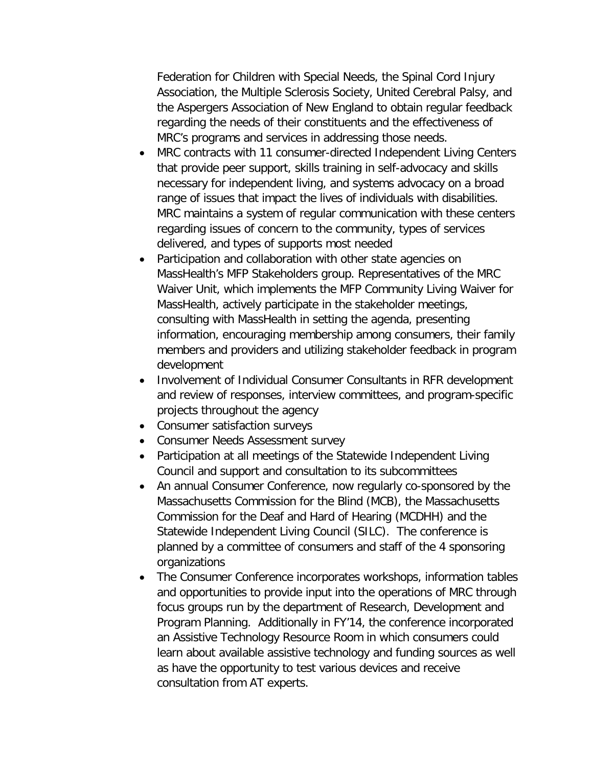Federation for Children with Special Needs, the Spinal Cord Injury Association, the Multiple Sclerosis Society, United Cerebral Palsy, and the Aspergers Association of New England to obtain regular feedback regarding the needs of their constituents and the effectiveness of MRC's programs and services in addressing those needs.

- MRC contracts with 11 consumer-directed Independent Living Centers that provide peer support, skills training in self-advocacy and skills necessary for independent living, and systems advocacy on a broad range of issues that impact the lives of individuals with disabilities. MRC maintains a system of regular communication with these centers regarding issues of concern to the community, types of services delivered, and types of supports most needed
- Participation and collaboration with other state agencies on MassHealth's MFP Stakeholders group. Representatives of the MRC Waiver Unit, which implements the MFP Community Living Waiver for MassHealth, actively participate in the stakeholder meetings, consulting with MassHealth in setting the agenda, presenting information, encouraging membership among consumers, their family members and providers and utilizing stakeholder feedback in program development
- Involvement of Individual Consumer Consultants in RFR development and review of responses, interview committees, and program-specific projects throughout the agency
- Consumer satisfaction surveys
- Consumer Needs Assessment survey
- Participation at all meetings of the Statewide Independent Living Council and support and consultation to its subcommittees
- An annual Consumer Conference, now regularly co-sponsored by the Massachusetts Commission for the Blind (MCB), the Massachusetts Commission for the Deaf and Hard of Hearing (MCDHH) and the Statewide Independent Living Council (SILC). The conference is planned by a committee of consumers and staff of the 4 sponsoring organizations
- The Consumer Conference incorporates workshops, information tables and opportunities to provide input into the operations of MRC through focus groups run by the department of Research, Development and Program Planning. Additionally in FY'14, the conference incorporated an Assistive Technology Resource Room in which consumers could learn about available assistive technology and funding sources as well as have the opportunity to test various devices and receive consultation from AT experts.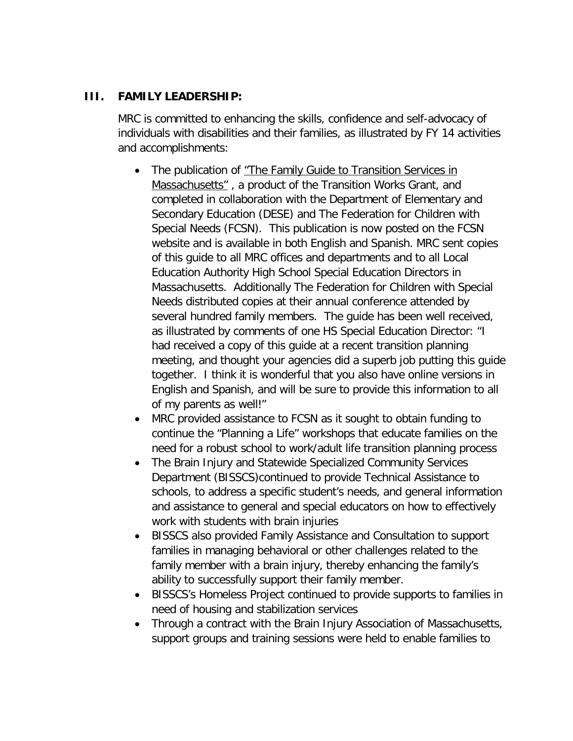## III. FAMILY LEADERSHIP:

MRC is committed to enhancing the skills, confidence and self-advocacy of individuals with disabilities and their families, as illustrated by FY 14 activities and accomplishments:

- The publication of "The Family Guide to Transition Services in Massachusetts" , a product of the Transition Works Grant, and completed in collaboration with the Department of Elementary and Secondary Education (DESE) and The Federation for Children with Special Needs (FCSN). This publication is now posted on the FCSN website and is available in both English and Spanish. MRC sent copies of this guide to all MRC offices and departments and to all Local Education Authority High School Special Education Directors in Massachusetts. Additionally The Federation for Children with Special Needs distributed copies at their annual conference attended by several hundred family members. The guide has been well received, as illustrated by comments of one HS Special Education Director: "I had received a copy of this guide at a recent transition planning meeting, and thought your agencies did a superb job putting this guide together. I think it is wonderful that you also have online versions in English and Spanish, and will be sure to provide this information to all of my parents as well!"
- MRC provided assistance to FCSN as it sought to obtain funding to continue the "Planning a Life" workshops that educate families on the need for a robust school to work/adult life transition planning process
- The Brain Injury and Statewide Specialized Community Services Department (BISSCS)continued to provide Technical Assistance to schools, to address a specific student's needs, and general information and assistance to general and special educators on how to effectively work with students with brain injuries
- BISSCS also provided Family Assistance and Consultation to support families in managing behavioral or other challenges related to the family member with a brain injury, thereby enhancing the family's ability to successfully support their family member.
- BISSCS's Homeless Project continued to provide supports to families in need of housing and stabilization services
- Through a contract with the Brain Injury Association of Massachusetts, support groups and training sessions were held to enable families to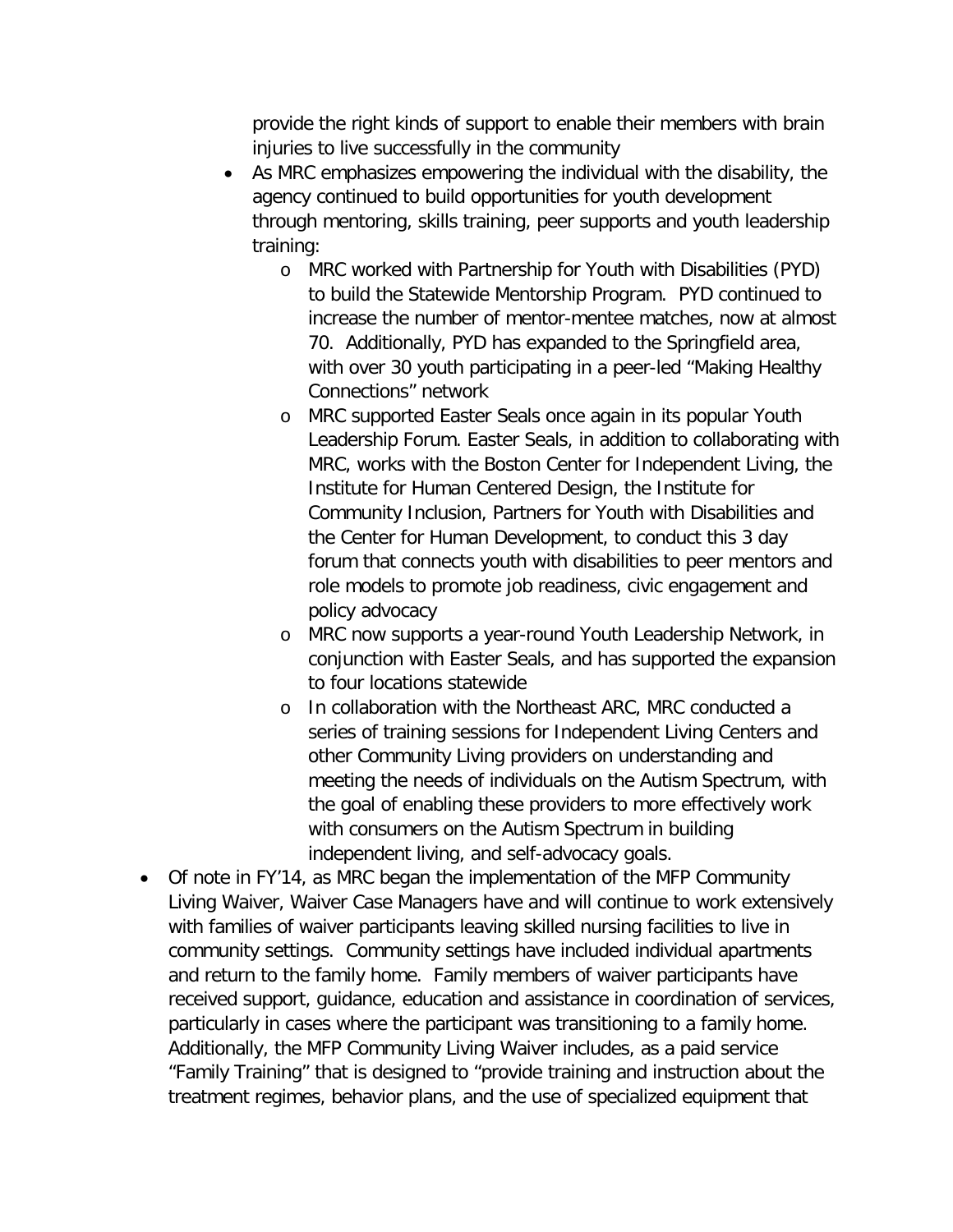provide the right kinds of support to enable their members with brain injuries to live successfully in the community

- As MRC emphasizes empowering the individual with the disability, the agency continued to build opportunities for youth development through mentoring, skills training, peer supports and youth leadership training:
  - MRC worked with Partnership for Youth with Disabilities (PYD) to build the Statewide Mentorship Program. PYD continued to increase the number of mentor-mentee matches, now at almost 70. Additionally, PYD has expanded to the Springfield area, with over 30 youth participating in a peer-led "Making Healthy Connections" network
  - MRC supported Easter Seals once again in its popular Youth Leadership Forum. Easter Seals, in addition to collaborating with MRC, works with the Boston Center for Independent Living, the Institute for Human Centered Design, the Institute for Community Inclusion, Partners for Youth with Disabilities and the Center for Human Development, to conduct this 3 day forum that connects youth with disabilities to peer mentors and role models to promote job readiness, civic engagement and policy advocacy
  - MRC now supports a year-round Youth Leadership Network, in conjunction with Easter Seals, and has supported the expansion to four locations statewide
  - In collaboration with the Northeast ARC, MRC conducted a series of training sessions for Independent Living Centers and other Community Living providers on understanding and meeting the needs of individuals on the Autism Spectrum, with the goal of enabling these providers to more effectively work with consumers on the Autism Spectrum in building independent living, and self-advocacy goals.

- Of note in FY'14, as MRC began the implementation of the MFP Community Living Waiver, Waiver Case Managers have and will continue to work extensively with families of waiver participants leaving skilled nursing facilities to live in community settings. Community settings have included individual apartments and return to the family home. Family members of waiver participants have received support, guidance, education and assistance in coordination of services, particularly in cases where the participant was transitioning to a family home. Additionally, the MFP Community Living Waiver includes, as a paid service "Family Training" that is designed to "provide training and instruction about the treatment regimes, behavior plans, and the use of specialized equipment that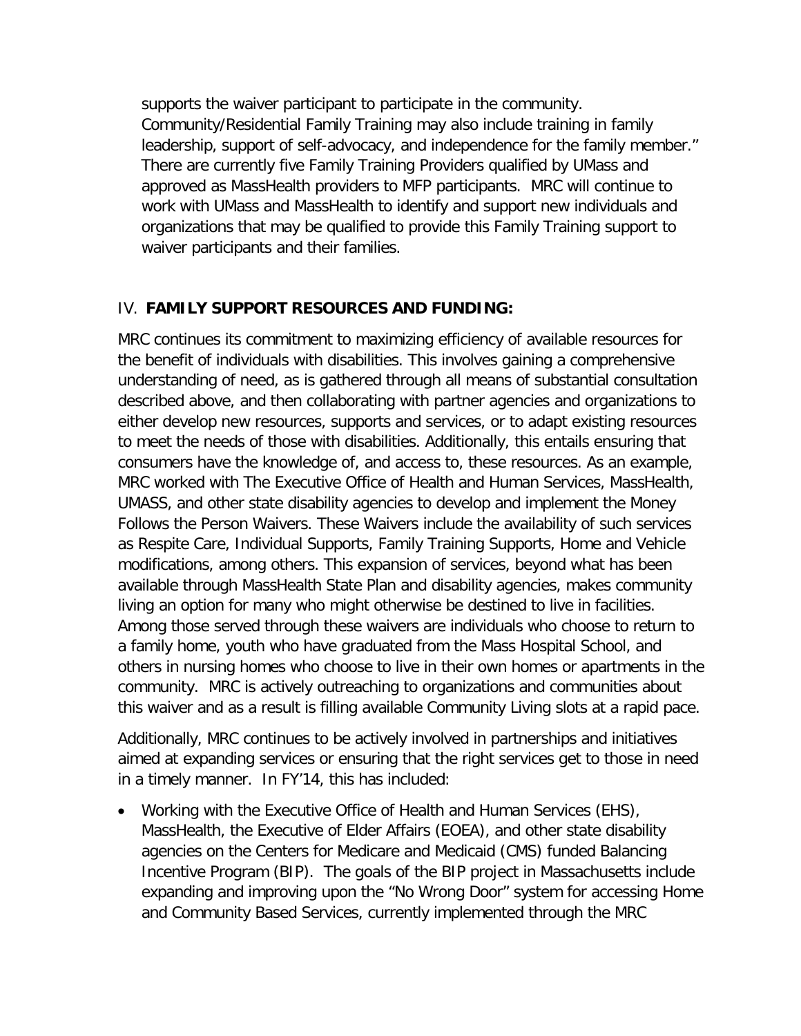supports the waiver participant to participate in the community. Community/Residential Family Training may also include training in family leadership, support of self-advocacy, and independence for the family member." There are currently five Family Training Providers qualified by UMass and approved as MassHealth providers to MFP participants. MRC will continue to work with UMass and MassHealth to identify and support new individuals and organizations that may be qualified to provide this Family Training support to waiver participants and their families.

## IV. **FAMILY SUPPORT RESOURCES AND FUNDING:**

MRC continues its commitment to maximizing efficiency of available resources for the benefit of individuals with disabilities. This involves gaining a comprehensive understanding of need, as is gathered through all means of substantial consultation described above, and then collaborating with partner agencies and organizations to either develop new resources, supports and services, or to adapt existing resources to meet the needs of those with disabilities. Additionally, this entails ensuring that consumers have the knowledge of, and access to, these resources. As an example, MRC worked with The Executive Office of Health and Human Services, MassHealth, UMASS, and other state disability agencies to develop and implement the Money Follows the Person Waivers. These Waivers include the availability of such services as Respite Care, Individual Supports, Family Training Supports, Home and Vehicle modifications, among others. This expansion of services, beyond what has been available through MassHealth State Plan and disability agencies, makes community living an option for many who might otherwise be destined to live in facilities. Among those served through these waivers are individuals who choose to return to a family home, youth who have graduated from the Mass Hospital School, and others in nursing homes who choose to live in their own homes or apartments in the community. MRC is actively outreaching to organizations and communities about this waiver and as a result is filling available Community Living slots at a rapid pace.

Additionally, MRC continues to be actively involved in partnerships and initiatives aimed at expanding services or ensuring that the right services get to those in need in a timely manner. In FY'14, this has included:

- Working with the Executive Office of Health and Human Services (EHS), MassHealth, the Executive of Elder Affairs (EOEA), and other state disability agencies on the Centers for Medicare and Medicaid (CMS) funded Balancing Incentive Program (BIP). The goals of the BIP project in Massachusetts include expanding and improving upon the "No Wrong Door" system for accessing Home and Community Based Services, currently implemented through the MRC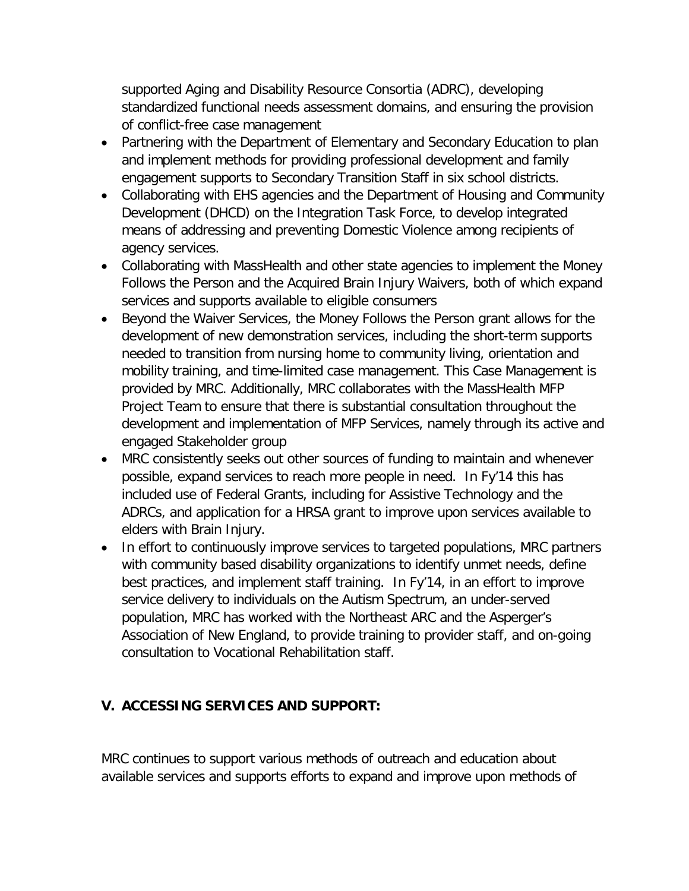supported Aging and Disability Resource Consortia (ADRC), developing standardized functional needs assessment domains, and ensuring the provision of conflict-free case management

- Partnering with the Department of Elementary and Secondary Education to plan and implement methods for providing professional development and family engagement supports to Secondary Transition Staff in six school districts.
- Collaborating with EHS agencies and the Department of Housing and Community Development (DHCD) on the Integration Task Force, to develop integrated means of addressing and preventing Domestic Violence among recipients of agency services.
- Collaborating with MassHealth and other state agencies to implement the Money Follows the Person and the Acquired Brain Injury Waivers, both of which expand services and supports available to eligible consumers
- Beyond the Waiver Services, the Money Follows the Person grant allows for the development of new demonstration services, including the short-term supports needed to transition from nursing home to community living, orientation and mobility training, and time-limited case management. This Case Management is provided by MRC. Additionally, MRC collaborates with the MassHealth MFP Project Team to ensure that there is substantial consultation throughout the development and implementation of MFP Services, namely through its active and engaged Stakeholder group
- MRC consistently seeks out other sources of funding to maintain and whenever possible, expand services to reach more people in need. In Fy'14 this has included use of Federal Grants, including for Assistive Technology and the ADRCs, and application for a HRSA grant to improve upon services available to elders with Brain Injury.
- In effort to continuously improve services to targeted populations, MRC partners with community based disability organizations to identify unmet needs, define best practices, and implement staff training. In Fy'14, in an effort to improve service delivery to individuals on the Autism Spectrum, an under-served population, MRC has worked with the Northeast ARC and the Asperger's Association of New England, to provide training to provider staff, and on-going consultation to Vocational Rehabilitation staff.

## V. ACCESSING SERVICES AND SUPPORT:

MRC continues to support various methods of outreach and education about available services and supports efforts to expand and improve upon methods of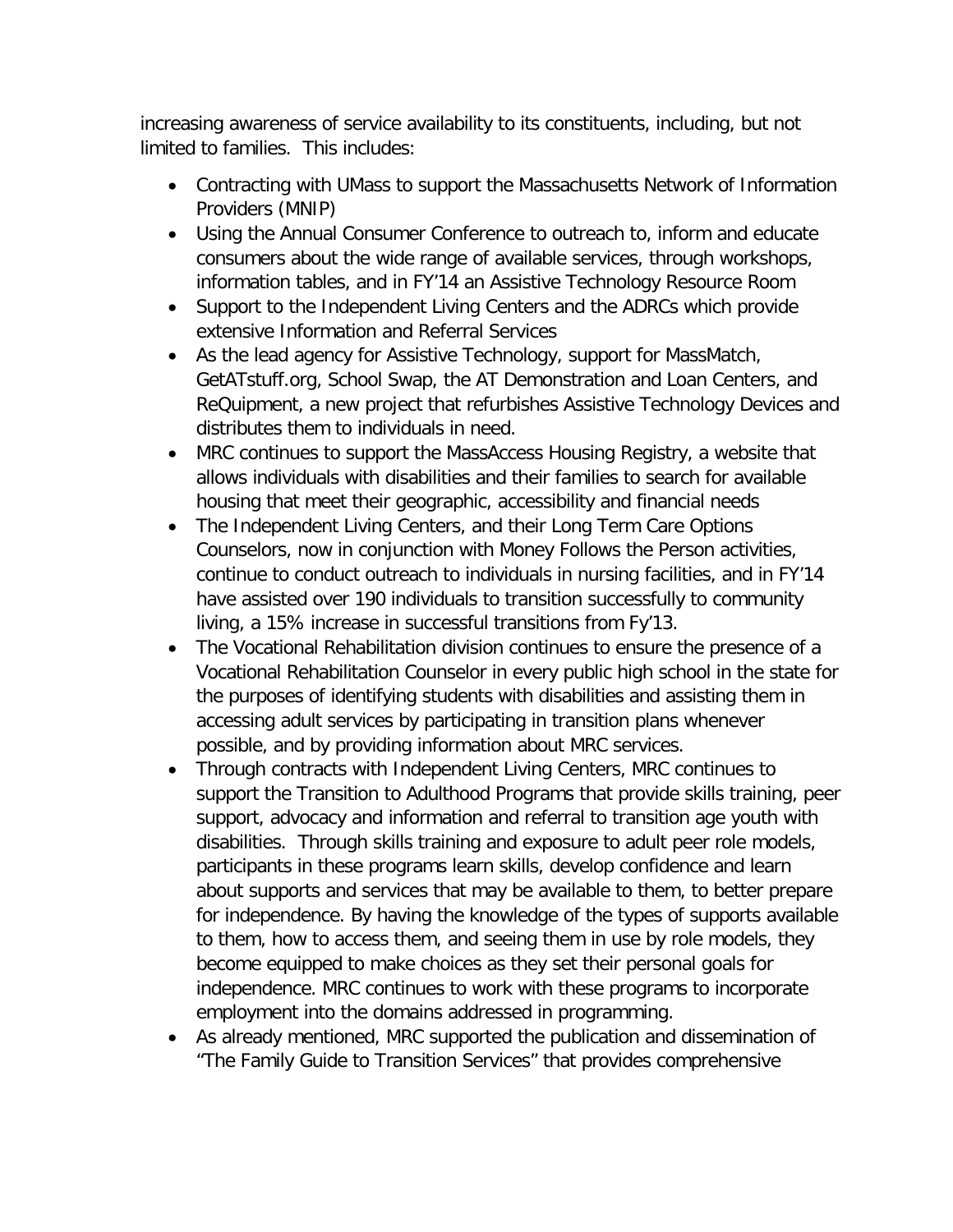increasing awareness of service availability to its constituents, including, but not limited to families. This includes:

- Contracting with UMass to support the Massachusetts Network of Information Providers (MNIP)
- Using the Annual Consumer Conference to outreach to, inform and educate consumers about the wide range of available services, through workshops, information tables, and in FY'14 an Assistive Technology Resource Room
- Support to the Independent Living Centers and the ADRCs which provide extensive Information and Referral Services
- As the lead agency for Assistive Technology, support for MassMatch, GetATstuff.org, School Swap, the AT Demonstration and Loan Centers, and ReQuipment, a new project that refurbishes Assistive Technology Devices and distributes them to individuals in need.
- MRC continues to support the MassAccess Housing Registry, a website that allows individuals with disabilities and their families to search for available housing that meet their geographic, accessibility and financial needs
- The Independent Living Centers, and their Long Term Care Options Counselors, now in conjunction with Money Follows the Person activities, continue to conduct outreach to individuals in nursing facilities, and in FY'14 have assisted over 190 individuals to transition successfully to community living, a 15% increase in successful transitions from Fy'13.
- The Vocational Rehabilitation division continues to ensure the presence of a Vocational Rehabilitation Counselor in every public high school in the state for the purposes of identifying students with disabilities and assisting them in accessing adult services by participating in transition plans whenever possible, and by providing information about MRC services.
- Through contracts with Independent Living Centers, MRC continues to support the Transition to Adulthood Programs that provide skills training, peer support, advocacy and information and referral to transition age youth with disabilities. Through skills training and exposure to adult peer role models, participants in these programs learn skills, develop confidence and learn about supports and services that may be available to them, to better prepare for independence. By having the knowledge of the types of supports available to them, how to access them, and seeing them in use by role models, they become equipped to make choices as they set their personal goals for independence. MRC continues to work with these programs to incorporate employment into the domains addressed in programming.
- As already mentioned, MRC supported the publication and dissemination of "The Family Guide to Transition Services" that provides comprehensive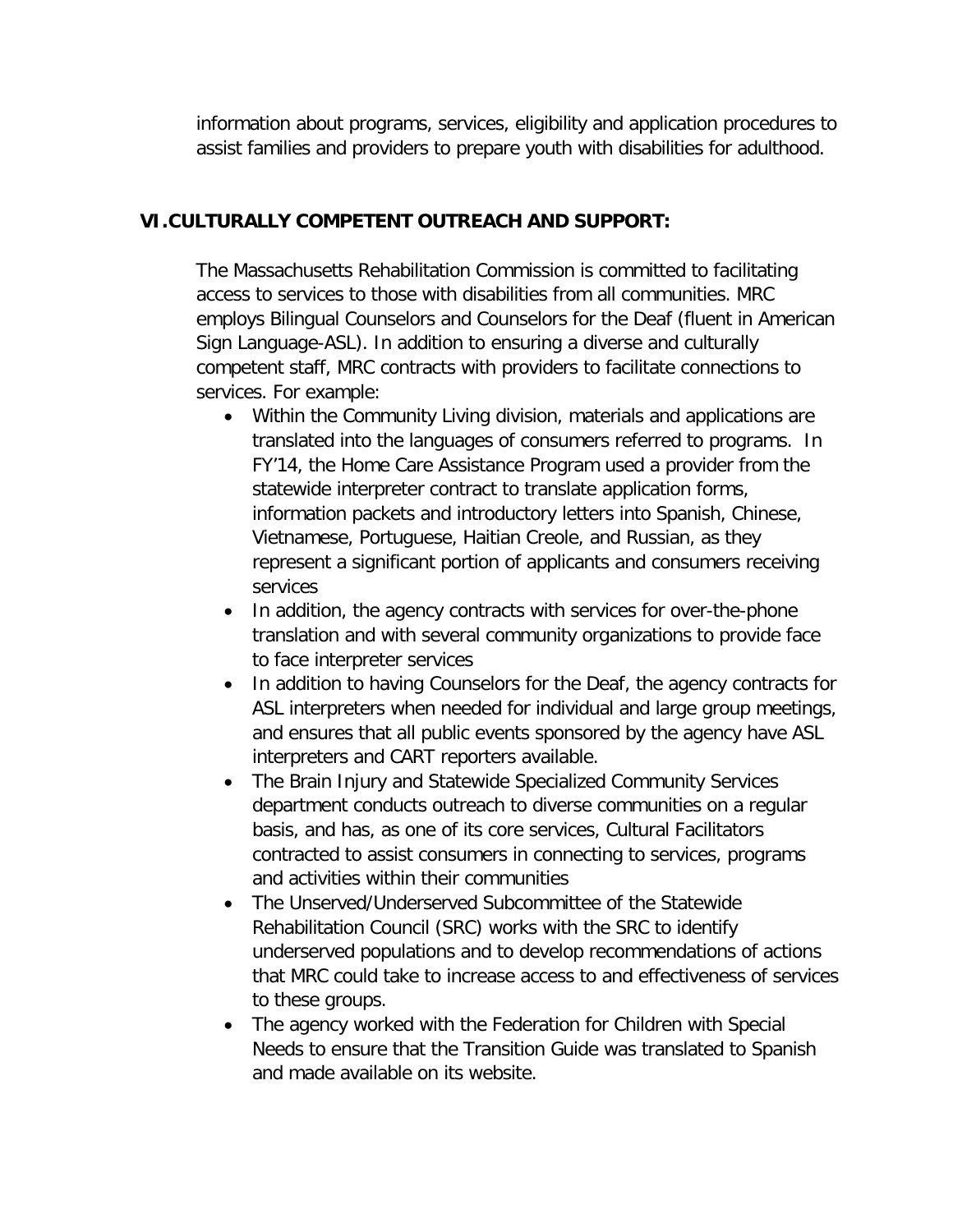information about programs, services, eligibility and application procedures to assist families and providers to prepare youth with disabilities for adulthood.

## VI. CULTURALLY COMPETENT OUTREACH AND SUPPORT:

The Massachusetts Rehabilitation Commission is committed to facilitating access to services to those with disabilities from all communities. MRC employs Bilingual Counselors and Counselors for the Deaf (fluent in American Sign Language-ASL). In addition to ensuring a diverse and culturally competent staff, MRC contracts with providers to facilitate connections to services. For example:

- Within the Community Living division, materials and applications are translated into the languages of consumers referred to programs. In FY'14, the Home Care Assistance Program used a provider from the statewide interpreter contract to translate application forms, information packets and introductory letters into Spanish, Chinese, Vietnamese, Portuguese, Haitian Creole, and Russian, as they represent a significant portion of applicants and consumers receiving services
- In addition, the agency contracts with services for over-the-phone translation and with several community organizations to provide face to face interpreter services
- In addition to having Counselors for the Deaf, the agency contracts for ASL interpreters when needed for individual and large group meetings, and ensures that all public events sponsored by the agency have ASL interpreters and CART reporters available.
- The Brain Injury and Statewide Specialized Community Services department conducts outreach to diverse communities on a regular basis, and has, as one of its core services, Cultural Facilitators contracted to assist consumers in connecting to services, programs and activities within their communities
- The Unserved/Underserved Subcommittee of the Statewide Rehabilitation Council (SRC) works with the SRC to identify underserved populations and to develop recommendations of actions that MRC could take to increase access to and effectiveness of services to these groups.
- The agency worked with the Federation for Children with Special Needs to ensure that the Transition Guide was translated to Spanish and made available on its website.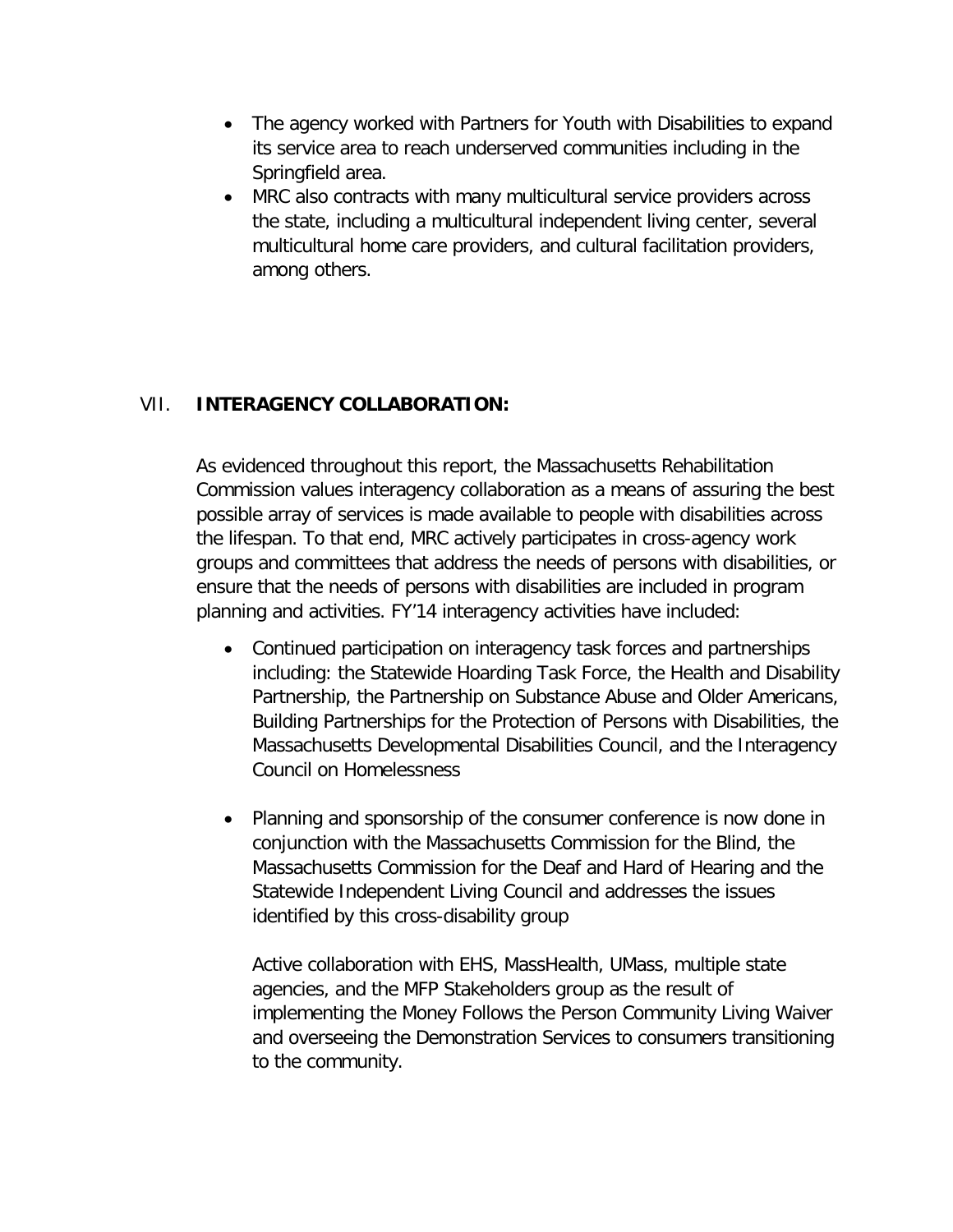- The agency worked with Partners for Youth with Disabilities to expand its service area to reach underserved communities including in the Springfield area.
- MRC also contracts with many multicultural service providers across the state, including a multicultural independent living center, several multicultural home care providers, and cultural facilitation providers, among others.

## VII. INTERAGENCY COLLABORATION:

As evidenced throughout this report, the Massachusetts Rehabilitation Commission values interagency collaboration as a means of assuring the best possible array of services is made available to people with disabilities across the lifespan. To that end, MRC actively participates in cross-agency work groups and committees that address the needs of persons with disabilities, or ensure that the needs of persons with disabilities are included in program planning and activities. FY'14 interagency activities have included:

- Continued participation on interagency task forces and partnerships including: the Statewide Hoarding Task Force, the Health and Disability Partnership, the Partnership on Substance Abuse and Older Americans, Building Partnerships for the Protection of Persons with Disabilities, the Massachusetts Developmental Disabilities Council, and the Interagency Council on Homelessness

- Planning and sponsorship of the consumer conference is now done in conjunction with the Massachusetts Commission for the Blind, the Massachusetts Commission for the Deaf and Hard of Hearing and the Statewide Independent Living Council and addresses the issues identified by this cross-disability group

  Active collaboration with EHS, MassHealth, UMass, multiple state agencies, and the MFP Stakeholders group as the result of implementing the Money Follows the Person Community Living Waiver and overseeing the Demonstration Services to consumers transitioning to the community.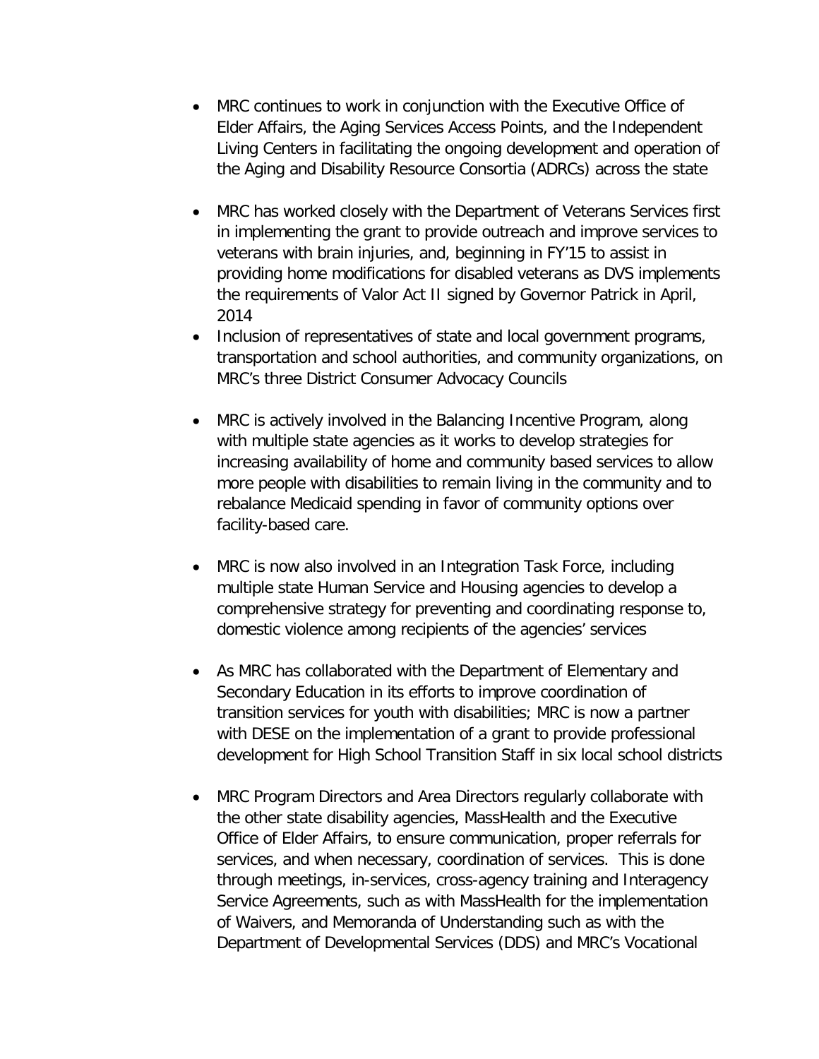- MRC continues to work in conjunction with the Executive Office of Elder Affairs, the Aging Services Access Points, and the Independent Living Centers in facilitating the ongoing development and operation of the Aging and Disability Resource Consortia (ADRCs) across the state

- MRC has worked closely with the Department of Veterans Services first in implementing the grant to provide outreach and improve services to veterans with brain injuries, and, beginning in FY'15 to assist in providing home modifications for disabled veterans as DVS implements the requirements of Valor Act II signed by Governor Patrick in April, 2014
- Inclusion of representatives of state and local government programs, transportation and school authorities, and community organizations, on MRC's three District Consumer Advocacy Councils

- MRC is actively involved in the Balancing Incentive Program, along with multiple state agencies as it works to develop strategies for increasing availability of home and community based services to allow more people with disabilities to remain living in the community and to rebalance Medicaid spending in favor of community options over facility-based care.

- MRC is now also involved in an Integration Task Force, including multiple state Human Service and Housing agencies to develop a comprehensive strategy for preventing and coordinating response to, domestic violence among recipients of the agencies' services

- As MRC has collaborated with the Department of Elementary and Secondary Education in its efforts to improve coordination of transition services for youth with disabilities; MRC is now a partner with DESE on the implementation of a grant to provide professional development for High School Transition Staff in six local school districts

- MRC Program Directors and Area Directors regularly collaborate with the other state disability agencies, MassHealth and the Executive Office of Elder Affairs, to ensure communication, proper referrals for services, and when necessary, coordination of services. This is done through meetings, in-services, cross-agency training and Interagency Service Agreements, such as with MassHealth for the implementation of Waivers, and Memoranda of Understanding such as with the Department of Developmental Services (DDS) and MRC's Vocational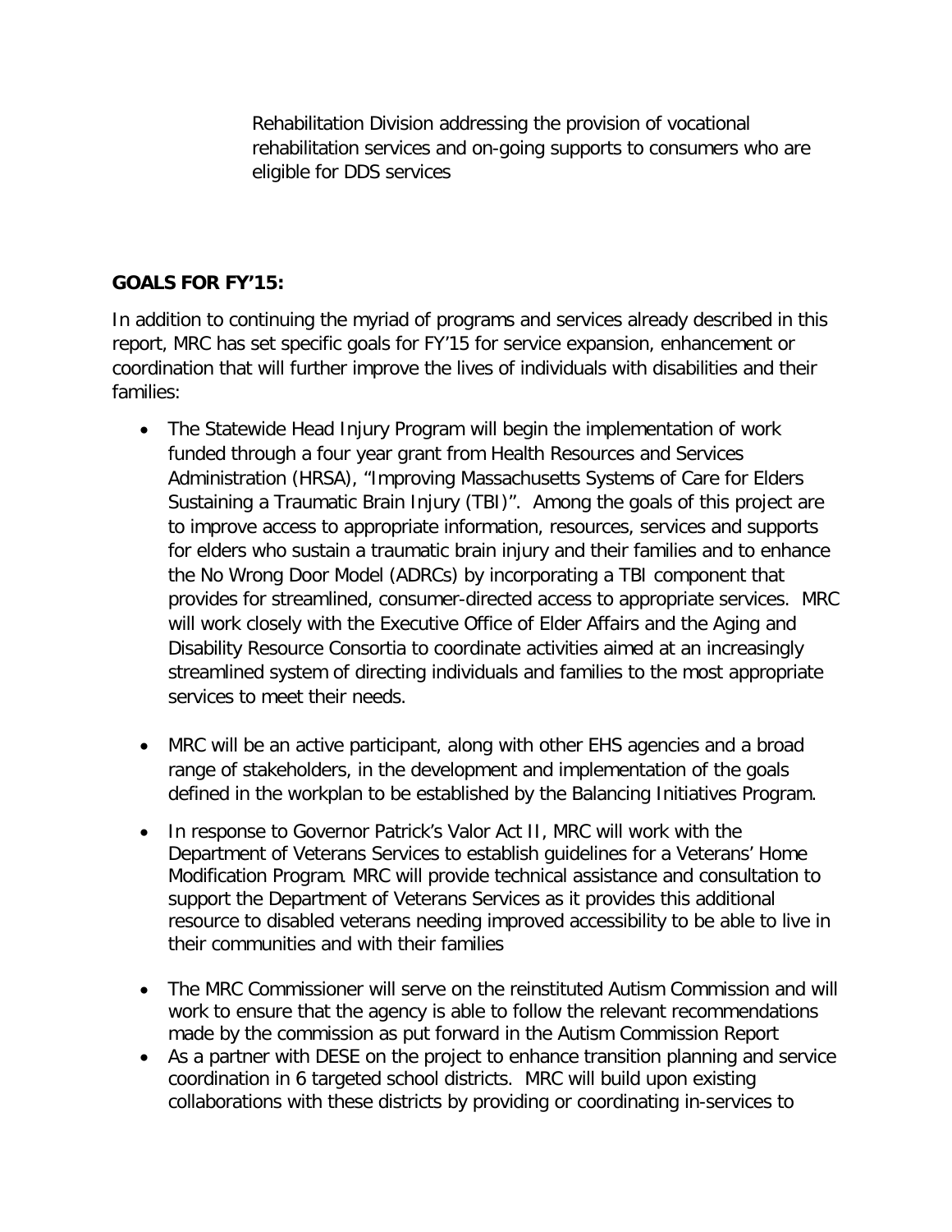Rehabilitation Division addressing the provision of vocational rehabilitation services and on-going supports to consumers who are eligible for DDS services

**GOALS FOR FY'15:**

In addition to continuing the myriad of programs and services already described in this report, MRC has set specific goals for FY'15 for service expansion, enhancement or coordination that will further improve the lives of individuals with disabilities and their families:

- The Statewide Head Injury Program will begin the implementation of work funded through a four year grant from Health Resources and Services Administration (HRSA), "Improving Massachusetts Systems of Care for Elders Sustaining a Traumatic Brain Injury (TBI)". Among the goals of this project are to improve access to appropriate information, resources, services and supports for elders who sustain a traumatic brain injury and their families and to enhance the No Wrong Door Model (ADRCs) by incorporating a TBI component that provides for streamlined, consumer-directed access to appropriate services. MRC will work closely with the Executive Office of Elder Affairs and the Aging and Disability Resource Consortia to coordinate activities aimed at an increasingly streamlined system of directing individuals and families to the most appropriate services to meet their needs.

- MRC will be an active participant, along with other EHS agencies and a broad range of stakeholders, in the development and implementation of the goals defined in the workplan to be established by the Balancing Initiatives Program.

- In response to Governor Patrick's Valor Act II, MRC will work with the Department of Veterans Services to establish guidelines for a Veterans' Home Modification Program. MRC will provide technical assistance and consultation to support the Department of Veterans Services as it provides this additional resource to disabled veterans needing improved accessibility to be able to live in their communities and with their families

- The MRC Commissioner will serve on the reinstituted Autism Commission and will work to ensure that the agency is able to follow the relevant recommendations made by the commission as put forward in the Autism Commission Report
- As a partner with DESE on the project to enhance transition planning and service coordination in 6 targeted school districts. MRC will build upon existing collaborations with these districts by providing or coordinating in-services to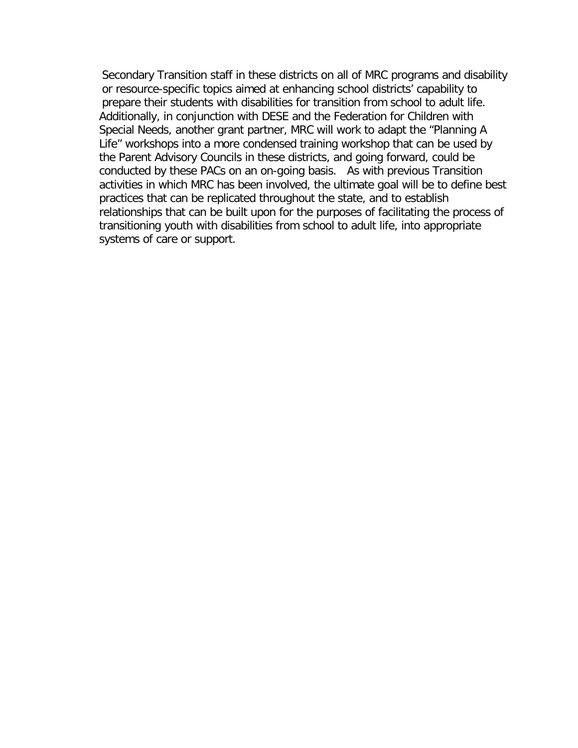Secondary Transition staff in these districts on all of MRC programs and disability or resource-specific topics aimed at enhancing school districts' capability to prepare their students with disabilities for transition from school to adult life. Additionally, in conjunction with DESE and the Federation for Children with Special Needs, another grant partner, MRC will work to adapt the "Planning A Life" workshops into a more condensed training workshop that can be used by the Parent Advisory Councils in these districts, and going forward, could be conducted by these PACs on an on-going basis. As with previous Transition activities in which MRC has been involved, the ultimate goal will be to define best practices that can be replicated throughout the state, and to establish relationships that can be built upon for the purposes of facilitating the process of transitioning youth with disabilities from school to adult life, into appropriate systems of care or support.